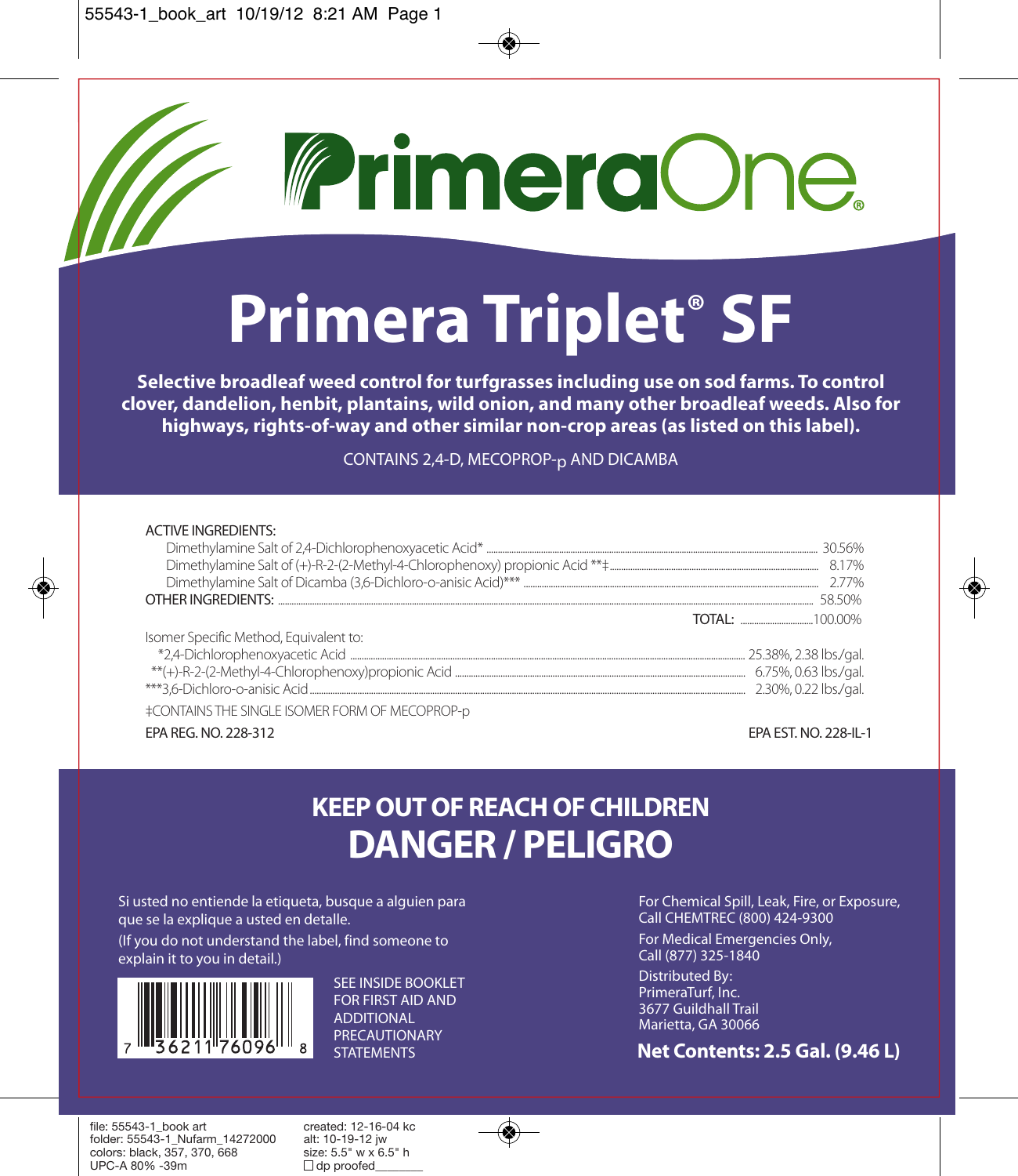# PrimeraOne®

# Primera Triplet® SF

**Selective broadleaf weed control for turfgrasses including use on sod farms. To control clover, dandelion, henbit, plantains, wild onion, and many other broadleaf weeds. Also for highways, rights-of-way and other similar non-crop areas (as listed on this label).**

CONTAINS 2,4-D, MECOPROP-p AND DICAMBA

| ACTIVE INGREDIENTS: | |
|---|---|
| Dimethylamine Salt of 2,4-Dichlorophenoxyacetic Acid* | 30.56% |
| Dimethylamine Salt of (+)-R-2-(2-Methyl-4-Chlorophenoxy) propionic Acid **‡ | 8.17% |
| Dimethylamine Salt of Dicamba (3,6-Dichloro-o-anisic Acid)*** | 2.77% |
| OTHER INGREDIENTS: | 58.50% |
| TOTAL: | 100.00% |

Isomer Specific Method, Equivalent to:

| | |
|---|---|
| *2,4-Dichlorophenoxyacetic Acid | 25.38%, 2.38 lbs./gal. |
| **(+)-R-2-(2-Methyl-4-Chlorophenoxy)propionic Acid | 6.75%, 0.63 lbs./gal. |
| ***3,6-Dichloro-o-anisic Acid | 2.30%, 0.22 lbs./gal. |

‡CONTAINS THE SINGLE ISOMER FORM OF MECOPROP-p

EPA REG. NO. 228-312

EPA EST. NO. 228-IL-1

## KEEP OUT OF REACH OF CHILDREN

## DANGER / PELIGRO

Si usted no entiende la etiqueta, busque a alguien para que se la explique a usted en detalle.
(If you do not understand the label, find someone to explain it to you in detail.)

7 36211 76096 8

SEE INSIDE BOOKLET FOR FIRST AID AND ADDITIONAL PRECAUTIONARY STATEMENTS

For Chemical Spill, Leak, Fire, or Exposure, Call CHEMTREC (800) 424-9300

For Medical Emergencies Only, Call (877) 325-1840

Distributed By:
PrimeraTurf, Inc.
3677 Guildhall Trail
Marietta, GA 30066

**Net Contents: 2.5 Gal. (9.46 L)**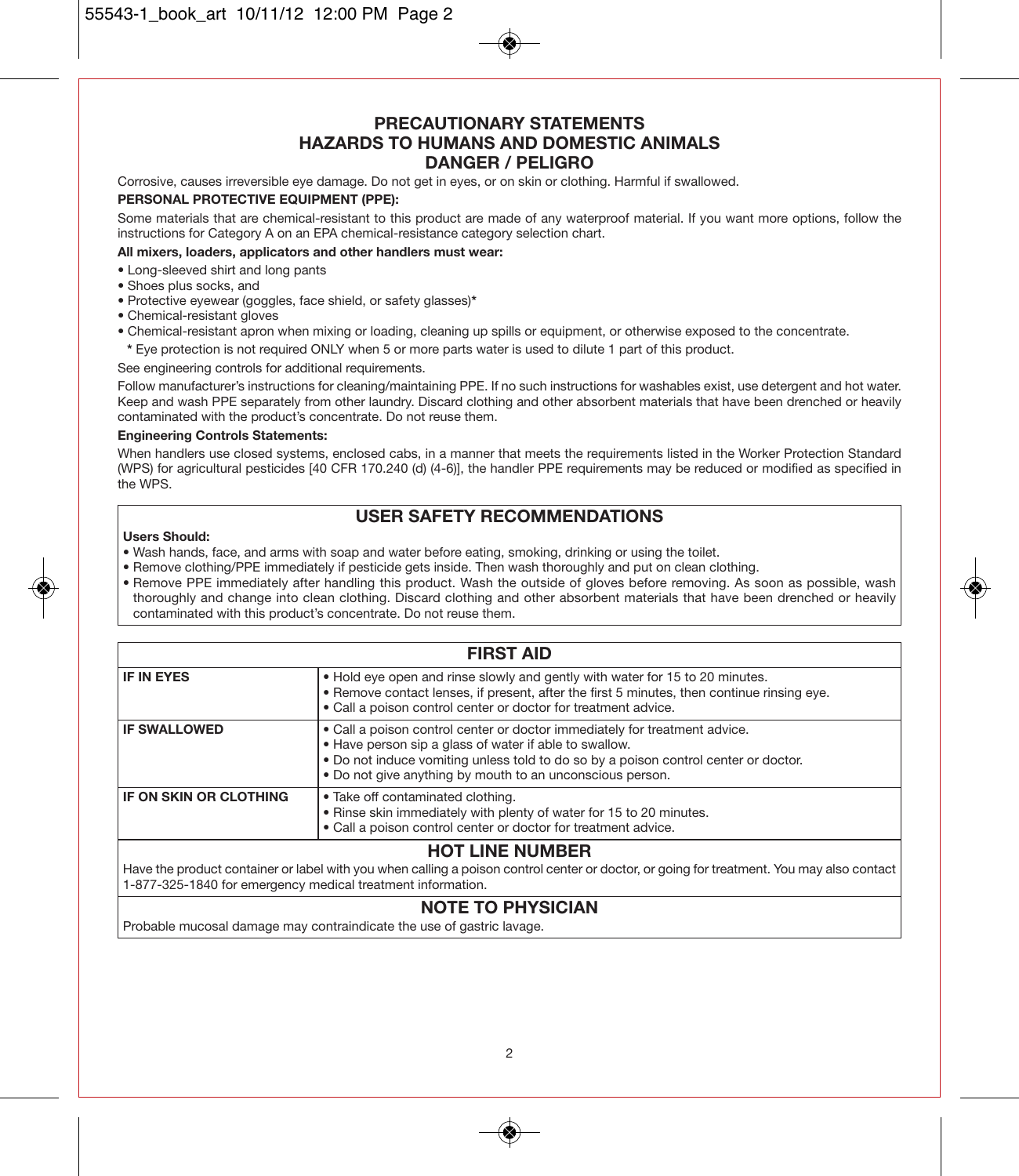## PRECAUTIONARY STATEMENTS
## HAZARDS TO HUMANS AND DOMESTIC ANIMALS
## DANGER / PELIGRO

Corrosive, causes irreversible eye damage. Do not get in eyes, or on skin or clothing. Harmful if swallowed.

**PERSONAL PROTECTIVE EQUIPMENT (PPE):**

Some materials that are chemical-resistant to this product are made of any waterproof material. If you want more options, follow the instructions for Category A on an EPA chemical-resistance category selection chart.

**All mixers, loaders, applicators and other handlers must wear:**

- Long-sleeved shirt and long pants
- Shoes plus socks, and
- Protective eyewear (goggles, face shield, or safety glasses)*
- Chemical-resistant gloves
- Chemical-resistant apron when mixing or loading, cleaning up spills or equipment, or otherwise exposed to the concentrate.

\* Eye protection is not required ONLY when 5 or more parts water is used to dilute 1 part of this product.

See engineering controls for additional requirements.

Follow manufacturer's instructions for cleaning/maintaining PPE. If no such instructions for washables exist, use detergent and hot water. Keep and wash PPE separately from other laundry. Discard clothing and other absorbent materials that have been drenched or heavily contaminated with the product's concentrate. Do not reuse them.

**Engineering Controls Statements:**

When handlers use closed systems, enclosed cabs, in a manner that meets the requirements listed in the Worker Protection Standard (WPS) for agricultural pesticides [40 CFR 170.240 (d) (4-6)], the handler PPE requirements may be reduced or modified as specified in the WPS.

## USER SAFETY RECOMMENDATIONS

**Users Should:**

- Wash hands, face, and arms with soap and water before eating, smoking, drinking or using the toilet.
- Remove clothing/PPE immediately if pesticide gets inside. Then wash thoroughly and put on clean clothing.
- Remove PPE immediately after handling this product. Wash the outside of gloves before removing. As soon as possible, wash thoroughly and change into clean clothing. Discard clothing and other absorbent materials that have been drenched or heavily contaminated with this product's concentrate. Do not reuse them.

## FIRST AID

| | |
|---|---|
| **IF IN EYES** | • Hold eye open and rinse slowly and gently with water for 15 to 20 minutes.<br>• Remove contact lenses, if present, after the first 5 minutes, then continue rinsing eye.<br>• Call a poison control center or doctor for treatment advice. |
| **IF SWALLOWED** | • Call a poison control center or doctor immediately for treatment advice.<br>• Have person sip a glass of water if able to swallow.<br>• Do not induce vomiting unless told to do so by a poison control center or doctor.<br>• Do not give anything by mouth to an unconscious person. |
| **IF ON SKIN OR CLOTHING** | • Take off contaminated clothing.<br>• Rinse skin immediately with plenty of water for 15 to 20 minutes.<br>• Call a poison control center or doctor for treatment advice. |

### HOT LINE NUMBER

Have the product container or label with you when calling a poison control center or doctor, or going for treatment. You may also contact 1-877-325-1840 for emergency medical treatment information.

### NOTE TO PHYSICIAN

Probable mucosal damage may contraindicate the use of gastric lavage.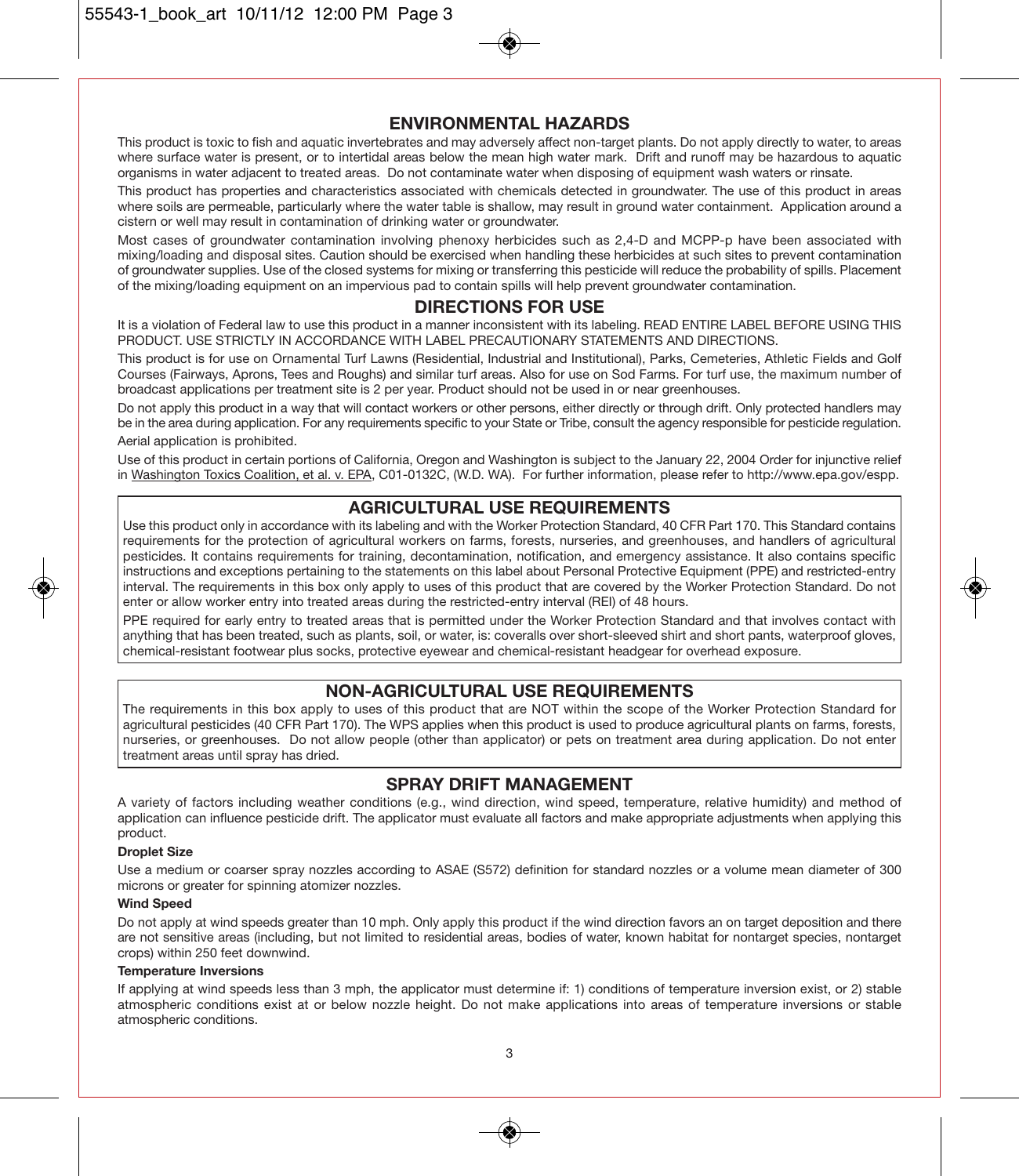## ENVIRONMENTAL HAZARDS

This product is toxic to fish and aquatic invertebrates and may adversely affect non-target plants. Do not apply directly to water, to areas where surface water is present, or to intertidal areas below the mean high water mark. Drift and runoff may be hazardous to aquatic organisms in water adjacent to treated areas. Do not contaminate water when disposing of equipment wash waters or rinsate.

This product has properties and characteristics associated with chemicals detected in groundwater. The use of this product in areas where soils are permeable, particularly where the water table is shallow, may result in ground water containment. Application around a cistern or well may result in contamination of drinking water or groundwater.

Most cases of groundwater contamination involving phenoxy herbicides such as 2,4-D and MCPP-p have been associated with mixing/loading and disposal sites. Caution should be exercised when handling these herbicides at such sites to prevent contamination of groundwater supplies. Use of the closed systems for mixing or transferring this pesticide will reduce the probability of spills. Placement of the mixing/loading equipment on an impervious pad to contain spills will help prevent groundwater contamination.

## DIRECTIONS FOR USE

It is a violation of Federal law to use this product in a manner inconsistent with its labeling. READ ENTIRE LABEL BEFORE USING THIS PRODUCT. USE STRICTLY IN ACCORDANCE WITH LABEL PRECAUTIONARY STATEMENTS AND DIRECTIONS.

This product is for use on Ornamental Turf Lawns (Residential, Industrial and Institutional), Parks, Cemeteries, Athletic Fields and Golf Courses (Fairways, Aprons, Tees and Roughs) and similar turf areas. Also for use on Sod Farms. For turf use, the maximum number of broadcast applications per treatment site is 2 per year. Product should not be used in or near greenhouses.

Do not apply this product in a way that will contact workers or other persons, either directly or through drift. Only protected handlers may be in the area during application. For any requirements specific to your State or Tribe, consult the agency responsible for pesticide regulation.

Aerial application is prohibited.

Use of this product in certain portions of California, Oregon and Washington is subject to the January 22, 2004 Order for injunctive relief in Washington Toxics Coalition, et al. v. EPA, C01-0132C, (W.D. WA). For further information, please refer to http://www.epa.gov/espp.

## AGRICULTURAL USE REQUIREMENTS

Use this product only in accordance with its labeling and with the Worker Protection Standard, 40 CFR Part 170. This Standard contains requirements for the protection of agricultural workers on farms, forests, nurseries, and greenhouses, and handlers of agricultural pesticides. It contains requirements for training, decontamination, notification, and emergency assistance. It also contains specific instructions and exceptions pertaining to the statements on this label about Personal Protective Equipment (PPE) and restricted-entry interval. The requirements in this box only apply to uses of this product that are covered by the Worker Protection Standard. Do not enter or allow worker entry into treated areas during the restricted-entry interval (REI) of 48 hours.

PPE required for early entry to treated areas that is permitted under the Worker Protection Standard and that involves contact with anything that has been treated, such as plants, soil, or water, is: coveralls over short-sleeved shirt and short pants, waterproof gloves, chemical-resistant footwear plus socks, protective eyewear and chemical-resistant headgear for overhead exposure.

## NON-AGRICULTURAL USE REQUIREMENTS

The requirements in this box apply to uses of this product that are NOT within the scope of the Worker Protection Standard for agricultural pesticides (40 CFR Part 170). The WPS applies when this product is used to produce agricultural plants on farms, forests, nurseries, or greenhouses. Do not allow people (other than applicator) or pets on treatment area during application. Do not enter treatment areas until spray has dried.

## SPRAY DRIFT MANAGEMENT

A variety of factors including weather conditions (e.g., wind direction, wind speed, temperature, relative humidity) and method of application can influence pesticide drift. The applicator must evaluate all factors and make appropriate adjustments when applying this product.

**Droplet Size**

Use a medium or coarser spray nozzles according to ASAE (S572) definition for standard nozzles or a volume mean diameter of 300 microns or greater for spinning atomizer nozzles.

**Wind Speed**

Do not apply at wind speeds greater than 10 mph. Only apply this product if the wind direction favors an on target deposition and there are not sensitive areas (including, but not limited to residential areas, bodies of water, known habitat for nontarget species, nontarget crops) within 250 feet downwind.

**Temperature Inversions**

If applying at wind speeds less than 3 mph, the applicator must determine if: 1) conditions of temperature inversion exist, or 2) stable atmospheric conditions exist at or below nozzle height. Do not make applications into areas of temperature inversions or stable atmospheric conditions.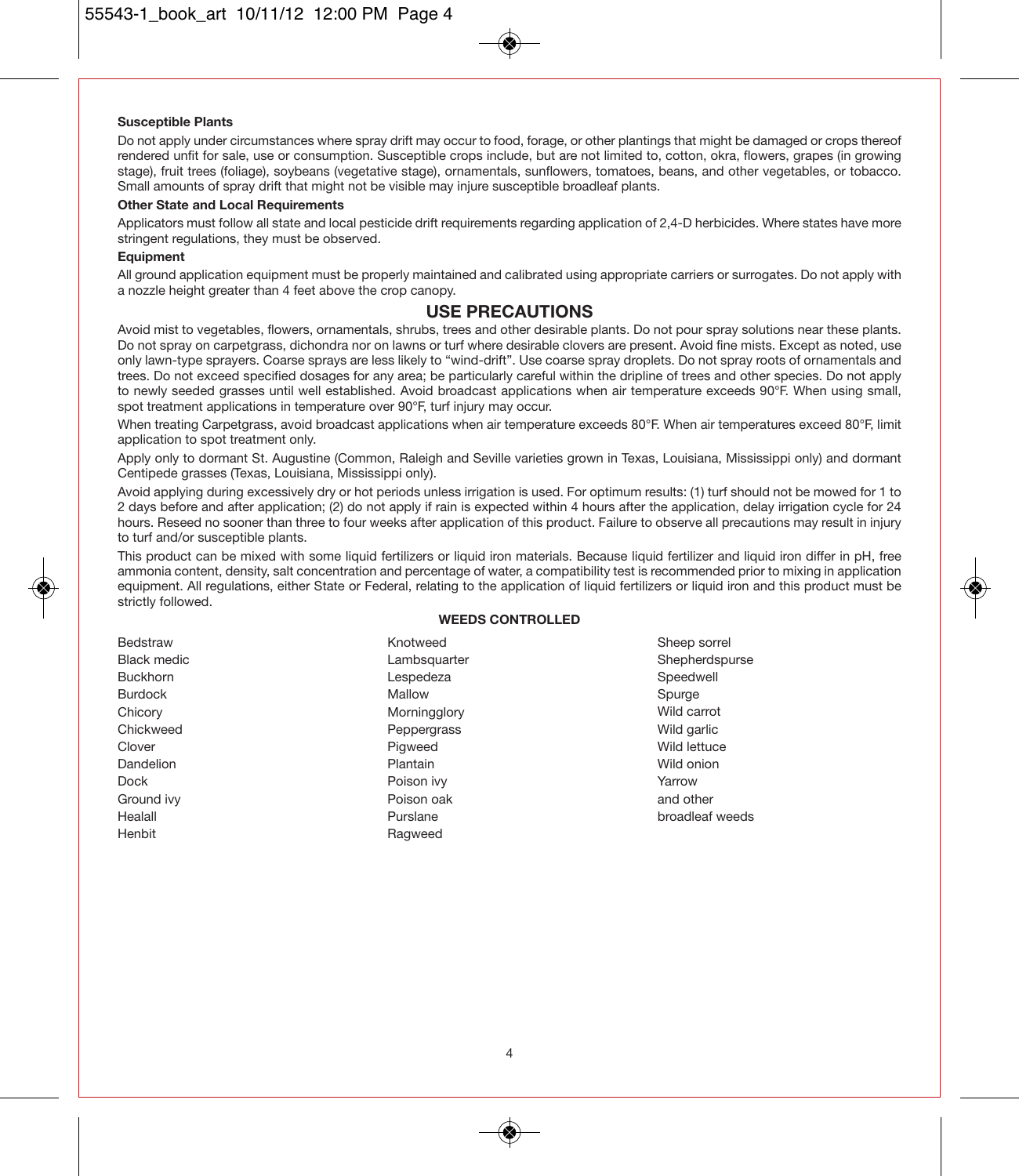**Susceptible Plants**

Do not apply under circumstances where spray drift may occur to food, forage, or other plantings that might be damaged or crops thereof rendered unfit for sale, use or consumption. Susceptible crops include, but are not limited to, cotton, okra, flowers, grapes (in growing stage), fruit trees (foliage), soybeans (vegetative stage), ornamentals, sunflowers, tomatoes, beans, and other vegetables, or tobacco. Small amounts of spray drift that might not be visible may injure susceptible broadleaf plants.

**Other State and Local Requirements**

Applicators must follow all state and local pesticide drift requirements regarding application of 2,4-D herbicides. Where states have more stringent regulations, they must be observed.

**Equipment**

All ground application equipment must be properly maintained and calibrated using appropriate carriers or surrogates. Do not apply with a nozzle height greater than 4 feet above the crop canopy.

## USE PRECAUTIONS

Avoid mist to vegetables, flowers, ornamentals, shrubs, trees and other desirable plants. Do not pour spray solutions near these plants. Do not spray on carpetgrass, dichondra nor on lawns or turf where desirable clovers are present. Avoid fine mists. Except as noted, use only lawn-type sprayers. Coarse sprays are less likely to "wind-drift". Use coarse spray droplets. Do not spray roots of ornamentals and trees. Do not exceed specified dosages for any area; be particularly careful within the dripline of trees and other species. Do not apply to newly seeded grasses until well established. Avoid broadcast applications when air temperature exceeds 90°F. When using small, spot treatment applications in temperature over 90°F, turf injury may occur.

When treating Carpetgrass, avoid broadcast applications when air temperature exceeds 80°F. When air temperatures exceed 80°F, limit application to spot treatment only.

Apply only to dormant St. Augustine (Common, Raleigh and Seville varieties grown in Texas, Louisiana, Mississippi only) and dormant Centipede grasses (Texas, Louisiana, Mississippi only).

Avoid applying during excessively dry or hot periods unless irrigation is used. For optimum results: (1) turf should not be mowed for 1 to 2 days before and after application; (2) do not apply if rain is expected within 4 hours after the application, delay irrigation cycle for 24 hours. Reseed no sooner than three to four weeks after application of this product. Failure to observe all precautions may result in injury to turf and/or susceptible plants.

This product can be mixed with some liquid fertilizers or liquid iron materials. Because liquid fertilizer and liquid iron differ in pH, free ammonia content, density, salt concentration and percentage of water, a compatibility test is recommended prior to mixing in application equipment. All regulations, either State or Federal, relating to the application of liquid fertilizers or liquid iron and this product must be strictly followed.

**WEEDS CONTROLLED**

- Bedstraw
- Black medic
- Buckhorn
- Burdock
- Chicory
- Chickweed
- Clover
- Dandelion
- Dock
- Ground ivy
- Healall
- Henbit
- Knotweed
- Lambsquarter
- Lespedeza
- Mallow
- Morningglory
- Peppergrass
- Pigweed
- Plantain
- Poison ivy
- Poison oak
- Purslane
- Ragweed
- Sheep sorrel
- Shepherdspurse
- Speedwell
- Spurge
- Wild carrot
- Wild garlic
- Wild lettuce
- Wild onion
- Yarrow
- and other broadleaf weeds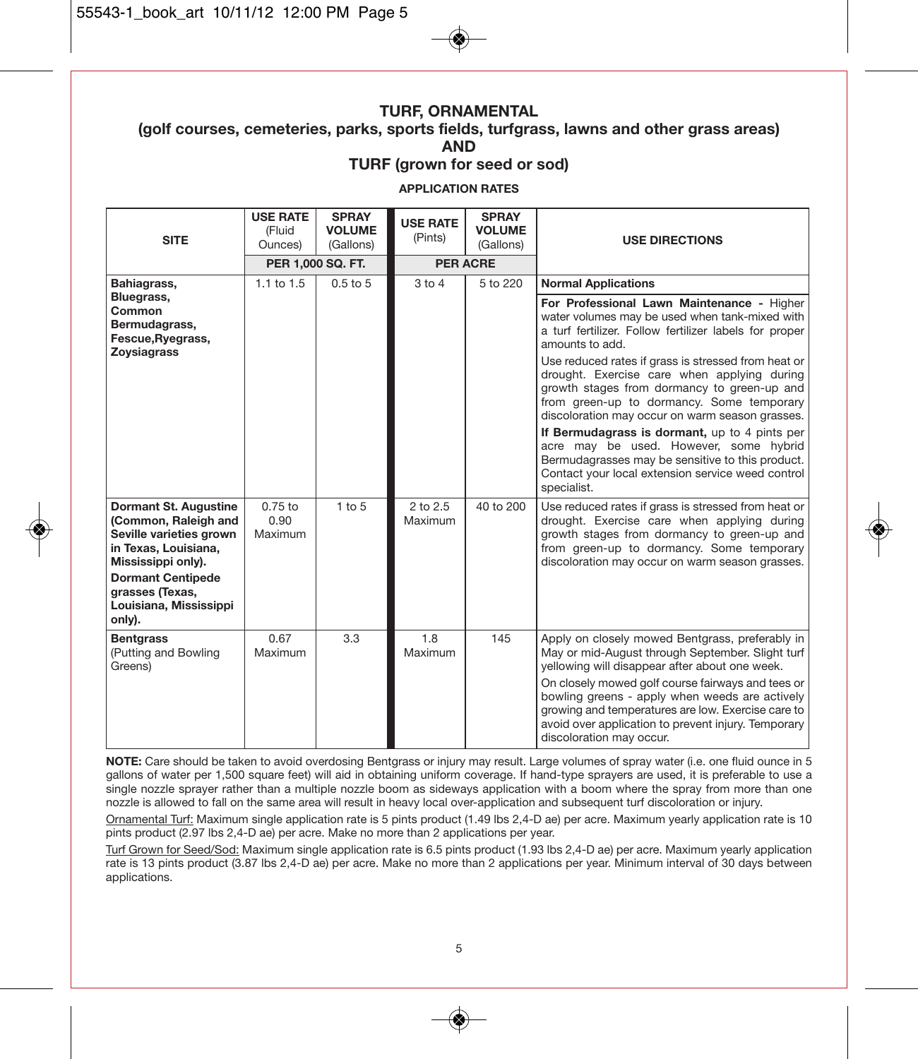# TURF, ORNAMENTAL
## (golf courses, cemeteries, parks, sports fields, turfgrass, lawns and other grass areas)
## AND
## TURF (grown for seed or sod)

**APPLICATION RATES**

| SITE | USE RATE (Fluid Ounces) | SPRAY VOLUME (Gallons) | USE RATE (Pints) | SPRAY VOLUME (Gallons) | USE DIRECTIONS |
|---|---|---|---|---|---|
| | PER 1,000 SQ. FT. | | PER ACRE | | |
| **Bahiagrass, Bluegrass, Common Bermudagrass, Fescue, Ryegrass, Zoysiagrass** | 1.1 to 1.5 | 0.5 to 5 | 3 to 4 | 5 to 220 | **Normal Applications**<br><br>**For Professional Lawn Maintenance -** Higher water volumes may be used when tank-mixed with a turf fertilizer. Follow fertilizer labels for proper amounts to add.<br><br>Use reduced rates if grass is stressed from heat or drought. Exercise care when applying during growth stages from dormancy to green-up and from green-up to dormancy. Some temporary discoloration may occur on warm season grasses.<br><br>**If Bermudagrass is dormant,** up to 4 pints per acre may be used. However, some hybrid Bermudagrasses may be sensitive to this product. Contact your local extension service weed control specialist. |
| **Dormant St. Augustine (Common, Raleigh and Seville varieties grown in Texas, Louisiana, Mississippi only).**<br>**Dormant Centipede grasses (Texas, Louisiana, Mississippi only).** | 0.75 to 0.90 Maximum | 1 to 5 | 2 to 2.5 Maximum | 40 to 200 | Use reduced rates if grass is stressed from heat or drought. Exercise care when applying during growth stages from dormancy to green-up and from green-up to dormancy. Some temporary discoloration may occur on warm season grasses. |
| **Bentgrass** (Putting and Bowling Greens) | 0.67 Maximum | 3.3 | 1.8 Maximum | 145 | Apply on closely mowed Bentgrass, preferably in May or mid-August through September. Slight turf yellowing will disappear after about one week.<br><br>On closely mowed golf course fairways and tees or bowling greens - apply when weeds are actively growing and temperatures are low. Exercise care to avoid over application to prevent injury. Temporary discoloration may occur. |

**NOTE:** Care should be taken to avoid overdosing Bentgrass or injury may result. Large volumes of spray water (i.e. one fluid ounce in 5 gallons of water per 1,500 square feet) will aid in obtaining uniform coverage. If hand-type sprayers are used, it is preferable to use a single nozzle sprayer rather than a multiple nozzle boom as sideways application with a boom where the spray from more than one nozzle is allowed to fall on the same area will result in heavy local over-application and subsequent turf discoloration or injury.

Ornamental Turf: Maximum single application rate is 5 pints product (1.49 lbs 2,4-D ae) per acre. Maximum yearly application rate is 10 pints product (2.97 lbs 2,4-D ae) per acre. Make no more than 2 applications per year.

Turf Grown for Seed/Sod: Maximum single application rate is 6.5 pints product (1.93 lbs 2,4-D ae) per acre. Maximum yearly application rate is 13 pints product (3.87 lbs 2,4-D ae) per acre. Make no more than 2 applications per year. Minimum interval of 30 days between applications.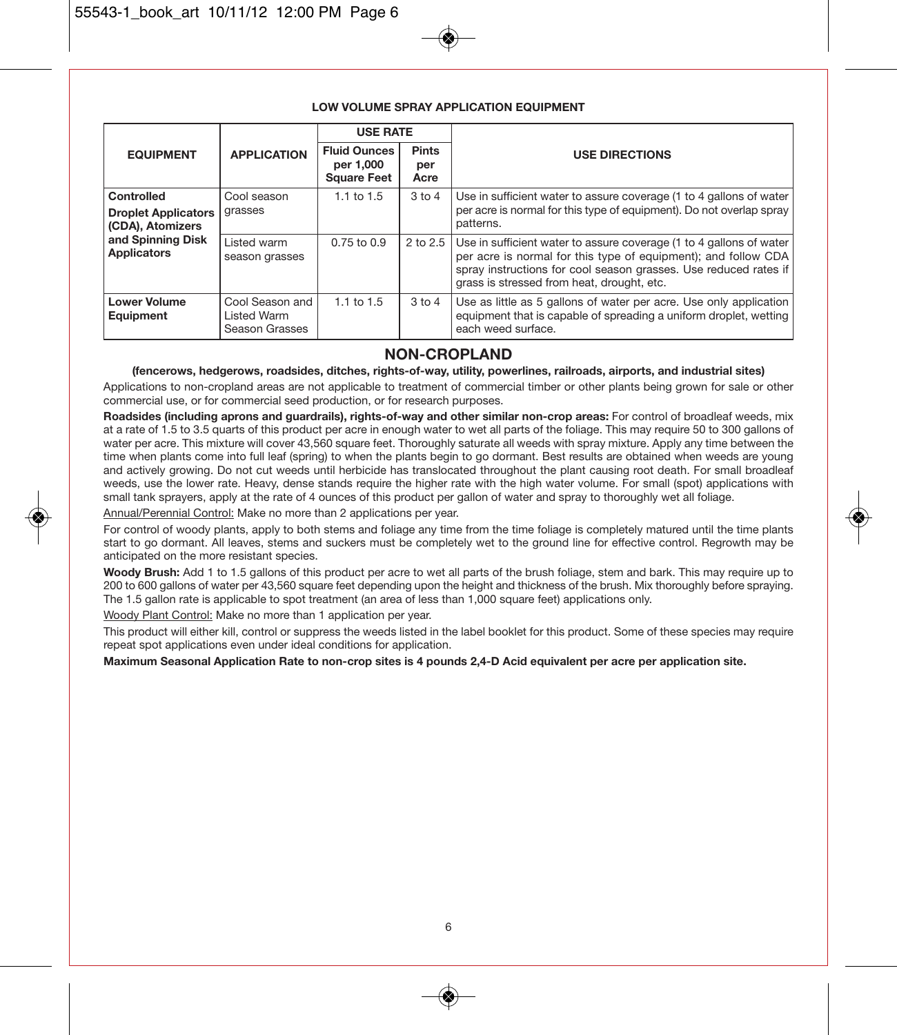**LOW VOLUME SPRAY APPLICATION EQUIPMENT**

| EQUIPMENT | APPLICATION | USE RATE | | USE DIRECTIONS |
|---|---|---|---|---|
| | | Fluid Ounces per 1,000 Square Feet | Pints per Acre | |
| **Controlled Droplet Applicators (CDA), Atomizers and Spinning Disk Applicators** | Cool season grasses | 1.1 to 1.5 | 3 to 4 | Use in sufficient water to assure coverage (1 to 4 gallons of water per acre is normal for this type of equipment). Do not overlap spray patterns. |
| | Listed warm season grasses | 0.75 to 0.9 | 2 to 2.5 | Use in sufficient water to assure coverage (1 to 4 gallons of water per acre is normal for this type of equipment); and follow CDA spray instructions for cool season grasses. Use reduced rates if grass is stressed from heat, drought, etc. |
| **Lower Volume Equipment** | Cool Season and Listed Warm Season Grasses | 1.1 to 1.5 | 3 to 4 | Use as little as 5 gallons of water per acre. Use only application equipment that is capable of spreading a uniform droplet, wetting each weed surface. |

## NON-CROPLAND

**(fencerows, hedgerows, roadsides, ditches, rights-of-way, utility, powerlines, railroads, airports, and industrial sites)**

Applications to non-cropland areas are not applicable to treatment of commercial timber or other plants being grown for sale or other commercial use, or for commercial seed production, or for research purposes.

**Roadsides (including aprons and guardrails), rights-of-way and other similar non-crop areas:** For control of broadleaf weeds, mix at a rate of 1.5 to 3.5 quarts of this product per acre in enough water to wet all parts of the foliage. This may require 50 to 300 gallons of water per acre. This mixture will cover 43,560 square feet. Thoroughly saturate all weeds with spray mixture. Apply any time between the time when plants come into full leaf (spring) to when the plants begin to go dormant. Best results are obtained when weeds are young and actively growing. Do not cut weeds until herbicide has translocated throughout the plant causing root death. For small broadleaf weeds, use the lower rate. Heavy, dense stands require the higher rate with the high water volume. For small (spot) applications with small tank sprayers, apply at the rate of 4 ounces of this product per gallon of water and spray to thoroughly wet all foliage.

Annual/Perennial Control: Make no more than 2 applications per year.

For control of woody plants, apply to both stems and foliage any time from the time foliage is completely matured until the time plants start to go dormant. All leaves, stems and suckers must be completely wet to the ground line for effective control. Regrowth may be anticipated on the more resistant species.

**Woody Brush:** Add 1 to 1.5 gallons of this product per acre to wet all parts of the brush foliage, stem and bark. This may require up to 200 to 600 gallons of water per 43,560 square feet depending upon the height and thickness of the brush. Mix thoroughly before spraying. The 1.5 gallon rate is applicable to spot treatment (an area of less than 1,000 square feet) applications only.

Woody Plant Control: Make no more than 1 application per year.

This product will either kill, control or suppress the weeds listed in the label booklet for this product. Some of these species may require repeat spot applications even under ideal conditions for application.

**Maximum Seasonal Application Rate to non-crop sites is 4 pounds 2,4-D Acid equivalent per acre per application site.**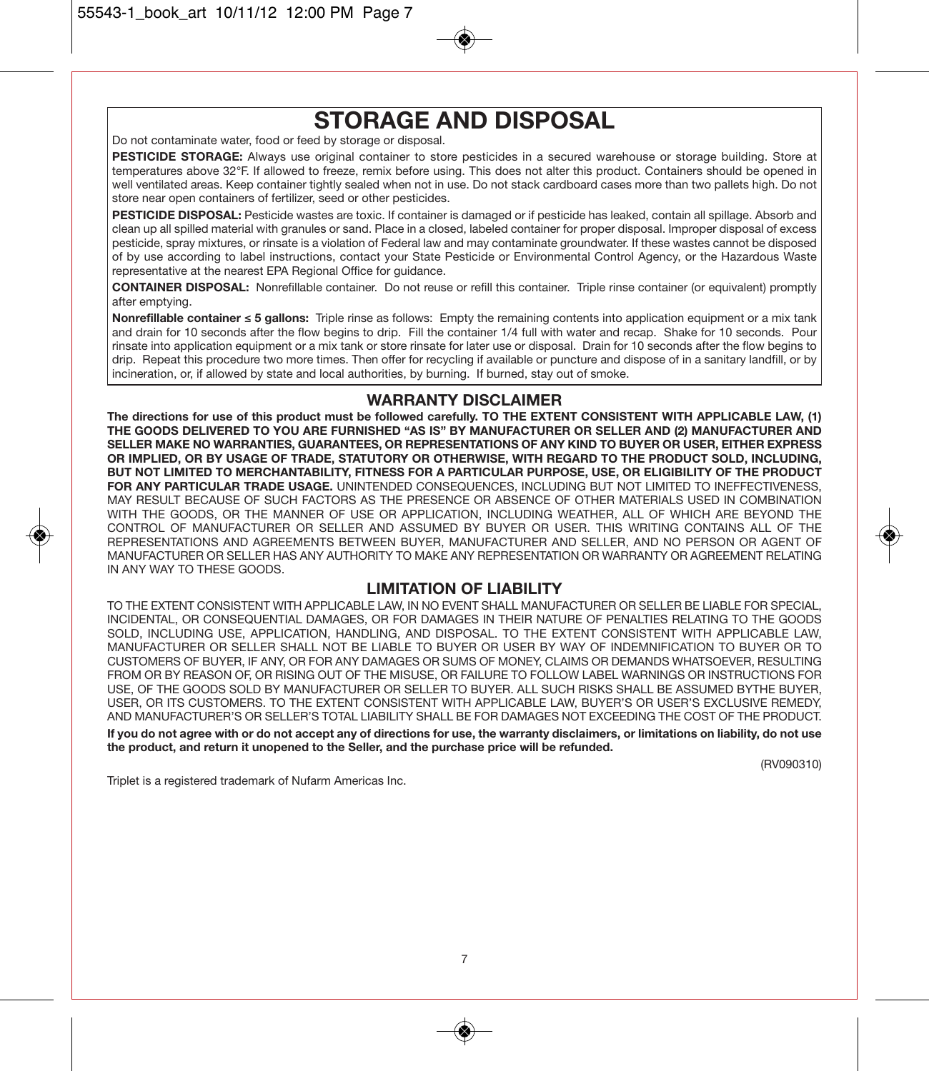# STORAGE AND DISPOSAL

Do not contaminate water, food or feed by storage or disposal.

**PESTICIDE STORAGE:** Always use original container to store pesticides in a secured warehouse or storage building. Store at temperatures above 32°F. If allowed to freeze, remix before using. This does not alter this product. Containers should be opened in well ventilated areas. Keep container tightly sealed when not in use. Do not stack cardboard cases more than two pallets high. Do not store near open containers of fertilizer, seed or other pesticides.

**PESTICIDE DISPOSAL:** Pesticide wastes are toxic. If container is damaged or if pesticide has leaked, contain all spillage. Absorb and clean up all spilled material with granules or sand. Place in a closed, labeled container for proper disposal. Improper disposal of excess pesticide, spray mixtures, or rinsate is a violation of Federal law and may contaminate groundwater. If these wastes cannot be disposed of by use according to label instructions, contact your State Pesticide or Environmental Control Agency, or the Hazardous Waste representative at the nearest EPA Regional Office for guidance.

**CONTAINER DISPOSAL:** Nonrefillable container. Do not reuse or refill this container. Triple rinse container (or equivalent) promptly after emptying.

**Nonrefillable container ≤ 5 gallons:** Triple rinse as follows: Empty the remaining contents into application equipment or a mix tank and drain for 10 seconds after the flow begins to drip. Fill the container 1/4 full with water and recap. Shake for 10 seconds. Pour rinsate into application equipment or a mix tank or store rinsate for later use or disposal. Drain for 10 seconds after the flow begins to drip. Repeat this procedure two more times. Then offer for recycling if available or puncture and dispose of in a sanitary landfill, or by incineration, or, if allowed by state and local authorities, by burning. If burned, stay out of smoke.

## WARRANTY DISCLAIMER

**The directions for use of this product must be followed carefully. TO THE EXTENT CONSISTENT WITH APPLICABLE LAW, (1) THE GOODS DELIVERED TO YOU ARE FURNISHED "AS IS" BY MANUFACTURER OR SELLER AND (2) MANUFACTURER AND SELLER MAKE NO WARRANTIES, GUARANTEES, OR REPRESENTATIONS OF ANY KIND TO BUYER OR USER, EITHER EXPRESS OR IMPLIED, OR BY USAGE OF TRADE, STATUTORY OR OTHERWISE, WITH REGARD TO THE PRODUCT SOLD, INCLUDING, BUT NOT LIMITED TO MERCHANTABILITY, FITNESS FOR A PARTICULAR PURPOSE, USE, OR ELIGIBILITY OF THE PRODUCT FOR ANY PARTICULAR TRADE USAGE.** UNINTENDED CONSEQUENCES, INCLUDING BUT NOT LIMITED TO INEFFECTIVENESS, MAY RESULT BECAUSE OF SUCH FACTORS AS THE PRESENCE OR ABSENCE OF OTHER MATERIALS USED IN COMBINATION WITH THE GOODS, OR THE MANNER OF USE OR APPLICATION, INCLUDING WEATHER, ALL OF WHICH ARE BEYOND THE CONTROL OF MANUFACTURER OR SELLER AND ASSUMED BY BUYER OR USER. THIS WRITING CONTAINS ALL OF THE REPRESENTATIONS AND AGREEMENTS BETWEEN BUYER, MANUFACTURER AND SELLER, AND NO PERSON OR AGENT OF MANUFACTURER OR SELLER HAS ANY AUTHORITY TO MAKE ANY REPRESENTATION OR WARRANTY OR AGREEMENT RELATING IN ANY WAY TO THESE GOODS.

## LIMITATION OF LIABILITY

TO THE EXTENT CONSISTENT WITH APPLICABLE LAW, IN NO EVENT SHALL MANUFACTURER OR SELLER BE LIABLE FOR SPECIAL, INCIDENTAL, OR CONSEQUENTIAL DAMAGES, OR FOR DAMAGES IN THEIR NATURE OF PENALTIES RELATING TO THE GOODS SOLD, INCLUDING USE, APPLICATION, HANDLING, AND DISPOSAL. TO THE EXTENT CONSISTENT WITH APPLICABLE LAW, MANUFACTURER OR SELLER SHALL NOT BE LIABLE TO BUYER OR USER BY WAY OF INDEMNIFICATION TO BUYER OR TO CUSTOMERS OF BUYER, IF ANY, OR FOR ANY DAMAGES OR SUMS OF MONEY, CLAIMS OR DEMANDS WHATSOEVER, RESULTING FROM OR BY REASON OF, OR RISING OUT OF THE MISUSE, OR FAILURE TO FOLLOW LABEL WARNINGS OR INSTRUCTIONS FOR USE, OF THE GOODS SOLD BY MANUFACTURER OR SELLER TO BUYER. ALL SUCH RISKS SHALL BE ASSUMED BYTHE BUYER, USER, OR ITS CUSTOMERS. TO THE EXTENT CONSISTENT WITH APPLICABLE LAW, BUYER'S OR USER'S EXCLUSIVE REMEDY, AND MANUFACTURER'S OR SELLER'S TOTAL LIABILITY SHALL BE FOR DAMAGES NOT EXCEEDING THE COST OF THE PRODUCT.

**If you do not agree with or do not accept any of directions for use, the warranty disclaimers, or limitations on liability, do not use the product, and return it unopened to the Seller, and the purchase price will be refunded.**

(RV090310)

Triplet is a registered trademark of Nufarm Americas Inc.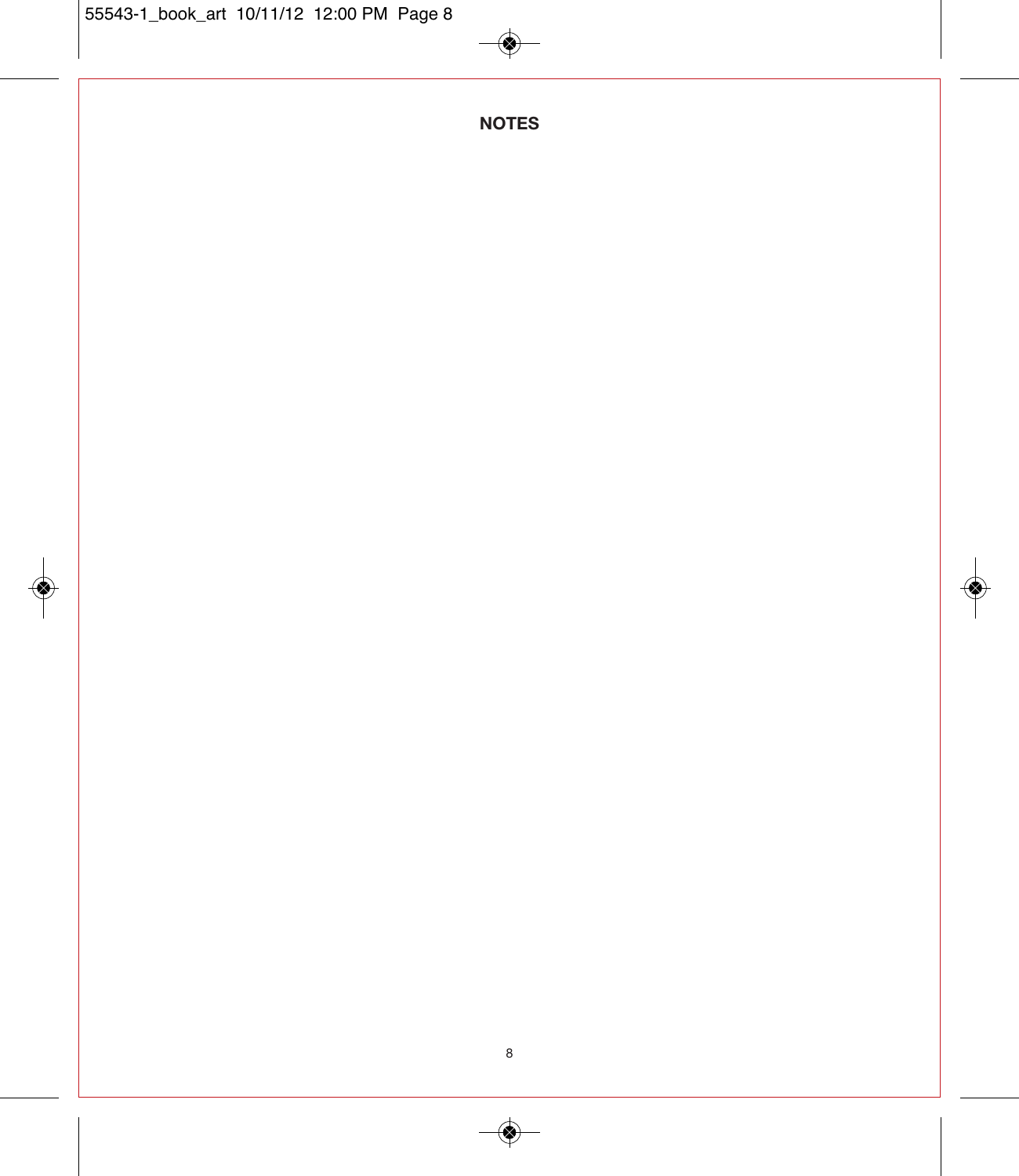**NOTES**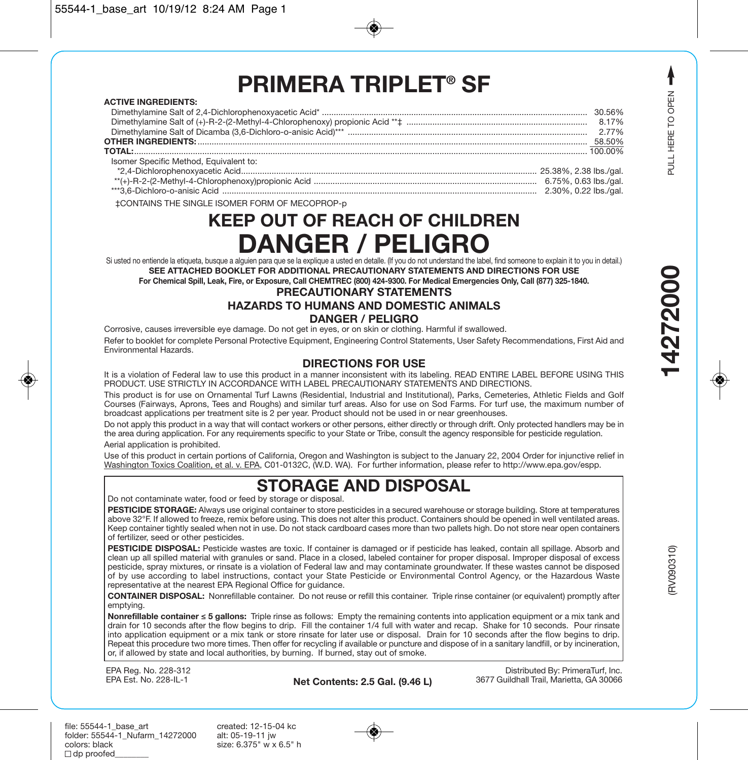# PRIMERA TRIPLET® SF

**ACTIVE INGREDIENTS:**

| | |
|---|---|
| Dimethylamine Salt of 2,4-Dichlorophenoxyacetic Acid* | 30.56% |
| Dimethylamine Salt of (+)-R-2-(2-Methyl-4-Chlorophenoxy) propionic Acid **‡ | 8.17% |
| Dimethylamine Salt of Dicamba (3,6-Dichloro-o-anisic Acid)*** | 2.77% |
| **OTHER INGREDIENTS:** | 58.50% |
| **TOTAL:** | 100.00% |

Isomer Specific Method, Equivalent to:

| | |
|---|---|
| *2,4-Dichlorophenoxyacetic Acid | 25.38%, 2.38 lbs./gal. |
| **(+)-R-2-(2-Methyl-4-Chlorophenoxy)propionic Acid | 6.75%, 0.63 lbs./gal. |
| ***3,6-Dichloro-o-anisic Acid | 2.30%, 0.22 lbs./gal. |

‡CONTAINS THE SINGLE ISOMER FORM OF MECOPROP-p

## KEEP OUT OF REACH OF CHILDREN

# DANGER / PELIGRO

Si usted no entiende la etiqueta, busque a alguien para que se la explique a usted en detalle. (If you do not understand the label, find someone to explain it to you in detail.)

**SEE ATTACHED BOOKLET FOR ADDITIONAL PRECAUTIONARY STATEMENTS AND DIRECTIONS FOR USE**

**For Chemical Spill, Leak, Fire, or Exposure, Call CHEMTREC (800) 424-9300. For Medical Emergencies Only, Call (877) 325-1840.**

## PRECAUTIONARY STATEMENTS

### HAZARDS TO HUMANS AND DOMESTIC ANIMALS

### DANGER / PELIGRO

Corrosive, causes irreversible eye damage. Do not get in eyes, or on skin or clothing. Harmful if swallowed.

Refer to booklet for complete Personal Protective Equipment, Engineering Control Statements, User Safety Recommendations, First Aid and Environmental Hazards.

## DIRECTIONS FOR USE

It is a violation of Federal law to use this product in a manner inconsistent with its labeling. READ ENTIRE LABEL BEFORE USING THIS PRODUCT. USE STRICTLY IN ACCORDANCE WITH LABEL PRECAUTIONARY STATEMENTS AND DIRECTIONS.

This product is for use on Ornamental Turf Lawns (Residential, Industrial and Institutional), Parks, Cemeteries, Athletic Fields and Golf Courses (Fairways, Aprons, Tees and Roughs) and similar turf areas. Also for use on Sod Farms. For turf use, the maximum number of broadcast applications per treatment site is 2 per year. Product should not be used in or near greenhouses.

Do not apply this product in a way that will contact workers or other persons, either directly or through drift. Only protected handlers may be in the area during application. For any requirements specific to your State or Tribe, consult the agency responsible for pesticide regulation.

Aerial application is prohibited.

Use of this product in certain portions of California, Oregon and Washington is subject to the January 22, 2004 Order for injunctive relief in Washington Toxics Coalition, et al. v. EPA, C01-0132C, (W.D. WA). For further information, please refer to http://www.epa.gov/espp.

## STORAGE AND DISPOSAL

Do not contaminate water, food or feed by storage or disposal.

**PESTICIDE STORAGE:** Always use original container to store pesticides in a secured warehouse or storage building. Store at temperatures above 32°F. If allowed to freeze, remix before using. This does not alter this product. Containers should be opened in well ventilated areas. Keep container tightly sealed when not in use. Do not stack cardboard cases more than two pallets high. Do not store near open containers of fertilizer, seed or other pesticides.

**PESTICIDE DISPOSAL:** Pesticide wastes are toxic. If container is damaged or if pesticide has leaked, contain all spillage. Absorb and clean up all spilled material with granules or sand. Place in a closed, labeled container for proper disposal. Improper disposal of excess pesticide, spray mixtures, or rinsate is a violation of Federal law and may contaminate groundwater. If these wastes cannot be disposed of by use according to label instructions, contact your State Pesticide or Environmental Control Agency, or the Hazardous Waste representative at the nearest EPA Regional Office for guidance.

**CONTAINER DISPOSAL:** Nonrefillable container. Do not reuse or refill this container. Triple rinse container (or equivalent) promptly after emptying.

**Nonrefillable container ≤ 5 gallons:** Triple rinse as follows: Empty the remaining contents into application equipment or a mix tank and drain for 10 seconds after the flow begins to drip. Fill the container 1/4 full with water and recap. Shake for 10 seconds. Pour rinsate into application equipment or a mix tank or store rinsate for later use or disposal. Drain for 10 seconds after the flow begins to drip. Repeat this procedure two more times. Then offer for recycling if available or puncture and dispose of in a sanitary landfill, or by incineration, or, if allowed by state and local authorities, by burning. If burned, stay out of smoke.

EPA Reg. No. 228-312
EPA Est. No. 228-IL-1

**Net Contents: 2.5 Gal. (9.46 L)**

Distributed By: PrimeraTurf, Inc.
3677 Guildhall Trail, Marietta, GA 30066

PULL HERE TO OPEN

14272000

(RV090310)